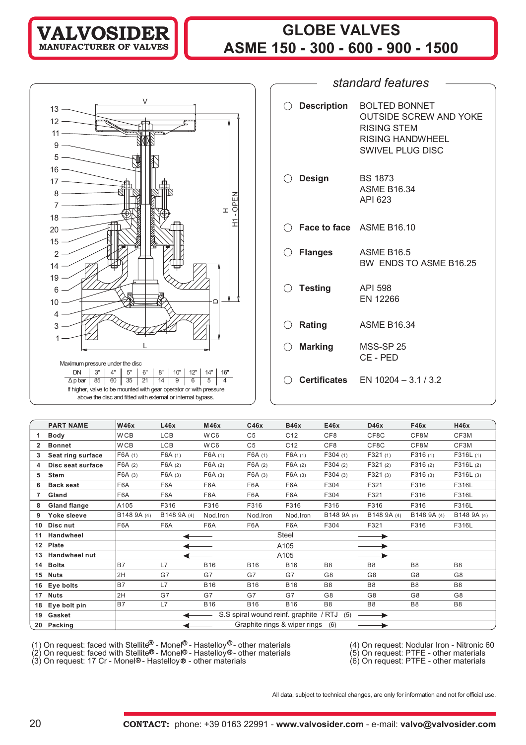# VALVOSIDER
MANUFACTURER OF VALVES

# GLOBE VALVES
# ASME 150 - 300 - 600 - 900 - 1500

Maximum pressure under the disc

| DN | 3" | 4" | 5" | 6" | 8" | 10" | 12" | 14" | 16" |
|---|---|---|---|---|---|---|---|---|---|
| Δ p bar | 85 | 60 | 35 | 21 | 14 | 9 | 6 | 5 | 4 |

If higher, valve to be mounted with gear operator or with pressure above the disc and fitted with external or internal bypass.

## *standard features*

- **Description**: BOLTED BONNET, OUTSIDE SCREW AND YOKE, RISING STEM, RISING HANDWHEEL, SWIVEL PLUG DISC
- **Design**: BS 1873, ASME B16.34, API 623
- **Face to face**: ASME B16.10
- **Flanges**: ASME B16.5, BW ENDS TO ASME B16.25
- **Testing**: API 598, EN 12266
- **Rating**: ASME B16.34
- **Marking**: MSS-SP 25, CE - PED
- **Certificates**: EN 10204 – 3.1 / 3.2

| | PART NAME | W46x | L46x | M46x | C46x | B46x | E46x | D46x | F46x | H46x |
|---|---|---|---|---|---|---|---|---|---|---|
| 1 | Body | WCB | LCB | WC6 | C5 | C12 | CF8 | CF8C | CF8M | CF3M |
| 2 | Bonnet | WCB | LCB | WC6 | C5 | C12 | CF8 | CF8C | CF8M | CF3M |
| 3 | Seat ring surface | F6A (1) | F6A (1) | F6A (1) | F6A (1) | F6A (1) | F304 (1) | F321 (1) | F316 (1) | F316L (1) |
| 4 | Disc seat surface | F6A (2) | F6A (2) | F6A (2) | F6A (2) | F6A (2) | F304 (2) | F321 (2) | F316 (2) | F316L (2) |
| 5 | Stem | F6A (3) | F6A (3) | F6A (3) | F6A (3) | F6A (3) | F304 (3) | F321 (3) | F316 (3) | F316L (3) |
| 6 | Back seat | F6A | F6A | F6A | F6A | F6A | F304 | F321 | F316 | F316L |
| 7 | Gland | F6A | F6A | F6A | F6A | F6A | F304 | F321 | F316 | F316L |
| 8 | Gland flange | A105 | F316 | F316 | F316 | F316 | F316 | F316 | F316 | F316L |
| 9 | Yoke sleeve | B148 9A (4) | B148 9A (4) | Nod.Iron | Nod.Iron | Nod.Iron | B148 9A (4) | B148 9A (4) | B148 9A (4) | B148 9A (4) |
| 10 | Disc nut | F6A | F6A | F6A | F6A | F6A | F304 | F321 | F316 | F316L |
| 11 | Handwheel | ← Steel → | | | | | | | | |
| 12 | Plate | ← A105 → | | | | | | | | |
| 13 | Handwheel nut | ← A105 → | | | | | | | | |
| 14 | Bolts | B7 | L7 | B16 | B16 | B16 | B8 | B8 | B8 | B8 |
| 15 | Nuts | 2H | G7 | G7 | G7 | G7 | G8 | G8 | G8 | G8 |
| 16 | Eye bolts | B7 | L7 | B16 | B16 | B16 | B8 | B8 | B8 | B8 |
| 17 | Nuts | 2H | G7 | G7 | G7 | G7 | G8 | G8 | G8 | G8 |
| 18 | Eye bolt pin | B7 | L7 | B16 | B16 | B16 | B8 | B8 | B8 | B8 |
| 19 | Gasket | ← S.S spiral wound reinf. graphite / RTJ (5) → | | | | | | | | |
| 20 | Packing | ← Graphite rings & wiper rings (6) → | | | | | | | | |

(1) On request: faced with Stellite® - Monel® - Hastelloy® - other materials
(2) On request: faced with Stellite® - Monel® - Hastelloy® - other materials
(3) On request: 17 Cr - Monel® - Hastelloy® - other materials
(4) On request: Nodular Iron - Nitronic 60
(5) On request: PTFE - other materials
(6) On request: PTFE - other materials

All data, subject to technical changes, are only for information and not for official use.

**CONTACT:** phone: +39 0163 22991 - **www.valvosider.com** - e-mail: **valvo@valvosider.com**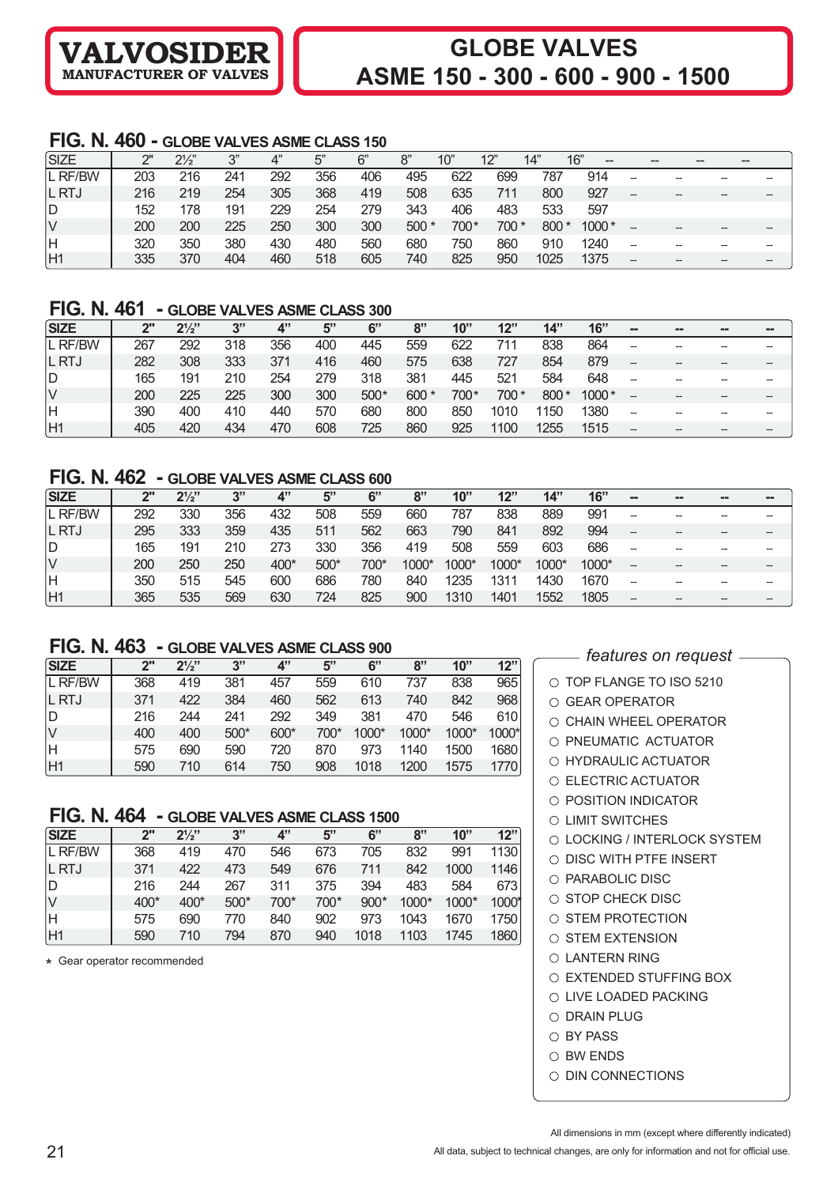# VALVOSIDER
MANUFACTURER OF VALVES

# GLOBE VALVES ASME 150 - 300 - 600 - 900 - 1500

## FIG. N. 460 - GLOBE VALVES ASME CLASS 150

| SIZE | 2" | 2½" | 3" | 4" | 5" | 6" | 8" | 10" | 12" | 14" | 16" | -- | -- | -- | -- |
|---|---|---|---|---|---|---|---|---|---|---|---|---|---|---|---|
| L RF/BW | 203 | 216 | 241 | 292 | 356 | 406 | 495 | 622 | 699 | 787 | 914 | -- | -- | -- | -- |
| L RTJ | 216 | 219 | 254 | 305 | 368 | 419 | 508 | 635 | 711 | 800 | 927 | -- | -- | -- | -- |
| D | 152 | 178 | 191 | 229 | 254 | 279 | 343 | 406 | 483 | 533 | 597 | | | | |
| V | 200 | 200 | 225 | 250 | 300 | 300 | 500 * | 700* | 700 * | 800 * | 1000 * | -- | -- | -- | -- |
| H | 320 | 350 | 380 | 430 | 480 | 560 | 680 | 750 | 860 | 910 | 1240 | -- | -- | -- | -- |
| H1 | 335 | 370 | 404 | 460 | 518 | 605 | 740 | 825 | 950 | 1025 | 1375 | -- | -- | -- | -- |

## FIG. N. 461 - GLOBE VALVES ASME CLASS 300

| SIZE | 2" | 2½" | 3" | 4" | 5" | 6" | 8" | 10" | 12" | 14" | 16" | -- | -- | -- | -- |
|---|---|---|---|---|---|---|---|---|---|---|---|---|---|---|---|
| L RF/BW | 267 | 292 | 318 | 356 | 400 | 445 | 559 | 622 | 711 | 838 | 864 | -- | -- | -- | -- |
| L RTJ | 282 | 308 | 333 | 371 | 416 | 460 | 575 | 638 | 727 | 854 | 879 | -- | -- | -- | -- |
| D | 165 | 191 | 210 | 254 | 279 | 318 | 381 | 445 | 521 | 584 | 648 | -- | -- | -- | -- |
| V | 200 | 225 | 225 | 300 | 300 | 500* | 600 * | 700* | 700 * | 800 * | 1000* | -- | -- | -- | -- |
| H | 390 | 400 | 410 | 440 | 570 | 680 | 800 | 850 | 1010 | 1150 | 1380 | -- | -- | -- | -- |
| H1 | 405 | 420 | 434 | 470 | 608 | 725 | 860 | 925 | 1100 | 1255 | 1515 | -- | -- | -- | -- |

## FIG. N. 462 - GLOBE VALVES ASME CLASS 600

| SIZE | 2" | 2½" | 3" | 4" | 5" | 6" | 8" | 10" | 12" | 14" | 16" | -- | -- | -- | -- |
|---|---|---|---|---|---|---|---|---|---|---|---|---|---|---|---|
| L RF/BW | 292 | 330 | 356 | 432 | 508 | 559 | 660 | 787 | 838 | 889 | 991 | -- | -- | -- | -- |
| L RTJ | 295 | 333 | 359 | 435 | 511 | 562 | 663 | 790 | 841 | 892 | 994 | -- | -- | -- | -- |
| D | 165 | 191 | 210 | 273 | 330 | 356 | 419 | 508 | 559 | 603 | 686 | -- | -- | -- | -- |
| V | 200 | 250 | 250 | 400* | 500* | 700* | 1000* | 1000* | 1000* | 1000* | 1000* | -- | -- | -- | -- |
| H | 350 | 515 | 545 | 600 | 686 | 780 | 840 | 1235 | 1311 | 1430 | 1670 | -- | -- | -- | -- |
| H1 | 365 | 535 | 569 | 630 | 724 | 825 | 900 | 1310 | 1401 | 1552 | 1805 | -- | -- | -- | -- |

## FIG. N. 463 - GLOBE VALVES ASME CLASS 900

| SIZE | 2" | 2½" | 3" | 4" | 5" | 6" | 8" | 10" | 12" |
|---|---|---|---|---|---|---|---|---|---|
| L RF/BW | 368 | 419 | 381 | 457 | 559 | 610 | 737 | 838 | 965 |
| L RTJ | 371 | 422 | 384 | 460 | 562 | 613 | 740 | 842 | 968 |
| D | 216 | 244 | 241 | 292 | 349 | 381 | 470 | 546 | 610 |
| V | 400 | 400 | 500* | 600* | 700* | 1000* | 1000* | 1000* | 1000* |
| H | 575 | 690 | 590 | 720 | 870 | 973 | 1140 | 1500 | 1680 |
| H1 | 590 | 710 | 614 | 750 | 908 | 1018 | 1200 | 1575 | 1770 |

## FIG. N. 464 - GLOBE VALVES ASME CLASS 1500

| SIZE | 2" | 2½" | 3" | 4" | 5" | 6" | 8" | 10" | 12" |
|---|---|---|---|---|---|---|---|---|---|
| L RF/BW | 368 | 419 | 470 | 546 | 673 | 705 | 832 | 991 | 1130 |
| L RTJ | 371 | 422 | 473 | 549 | 676 | 711 | 842 | 1000 | 1146 |
| D | 216 | 244 | 267 | 311 | 375 | 394 | 483 | 584 | 673 |
| V | 400* | 400* | 500* | 700* | 700* | 900* | 1000* | 1000* | 1000* |
| H | 575 | 690 | 770 | 840 | 902 | 973 | 1043 | 1670 | 1750 |
| H1 | 590 | 710 | 794 | 870 | 940 | 1018 | 1103 | 1745 | 1860 |

* Gear operator recommended

### *features on request*

- TOP FLANGE TO ISO 5210
- GEAR OPERATOR
- CHAIN WHEEL OPERATOR
- PNEUMATIC ACTUATOR
- HYDRAULIC ACTUATOR
- ELECTRIC ACTUATOR
- POSITION INDICATOR
- LIMIT SWITCHES
- LOCKING / INTERLOCK SYSTEM
- DISC WITH PTFE INSERT
- PARABOLIC DISC
- STOP CHECK DISC
- STEM PROTECTION
- STEM EXTENSION
- LANTERN RING
- EXTENDED STUFFING BOX
- LIVE LOADED PACKING
- DRAIN PLUG
- BY PASS
- BW ENDS
- DIN CONNECTIONS

All dimensions in mm (except where differently indicated)

All data, subject to technical changes, are only for information and not for official use.